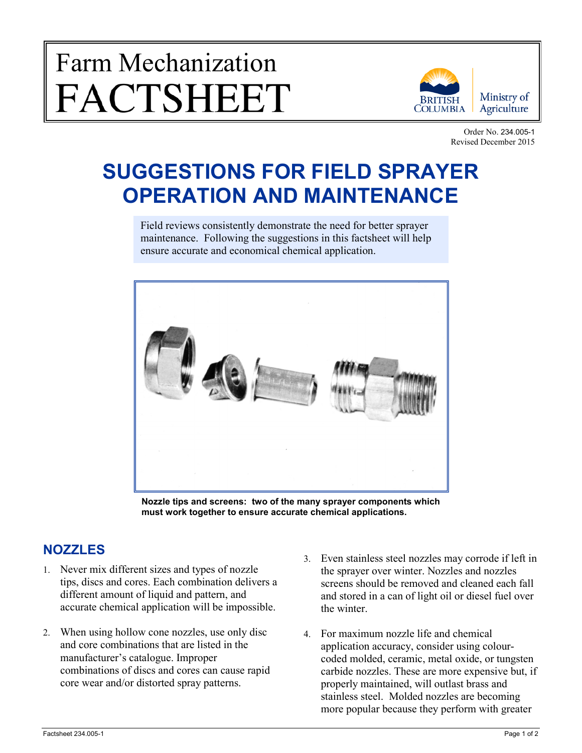# Farm Mechanization FACTSHEET

British Columbia Ministry of Agriculture

Order No. 234.005-1
Revised December 2015

# SUGGESTIONS FOR FIELD SPRAYER OPERATION AND MAINTENANCE

Field reviews consistently demonstrate the need for better sprayer maintenance. Following the suggestions in this factsheet will help ensure accurate and economical chemical application.

**Nozzle tips and screens: two of the many sprayer components which must work together to ensure accurate chemical applications.**

## NOZZLES

1. Never mix different sizes and types of nozzle tips, discs and cores. Each combination delivers a different amount of liquid and pattern, and accurate chemical application will be impossible.

2. When using hollow cone nozzles, use only disc and core combinations that are listed in the manufacturer's catalogue. Improper combinations of discs and cores can cause rapid core wear and/or distorted spray patterns.

3. Even stainless steel nozzles may corrode if left in the sprayer over winter. Nozzles and nozzles screens should be removed and cleaned each fall and stored in a can of light oil or diesel fuel over the winter.

4. For maximum nozzle life and chemical application accuracy, consider using colour-coded molded, ceramic, metal oxide, or tungsten carbide nozzles. These are more expensive but, if properly maintained, will outlast brass and stainless steel. Molded nozzles are becoming more popular because they perform with greater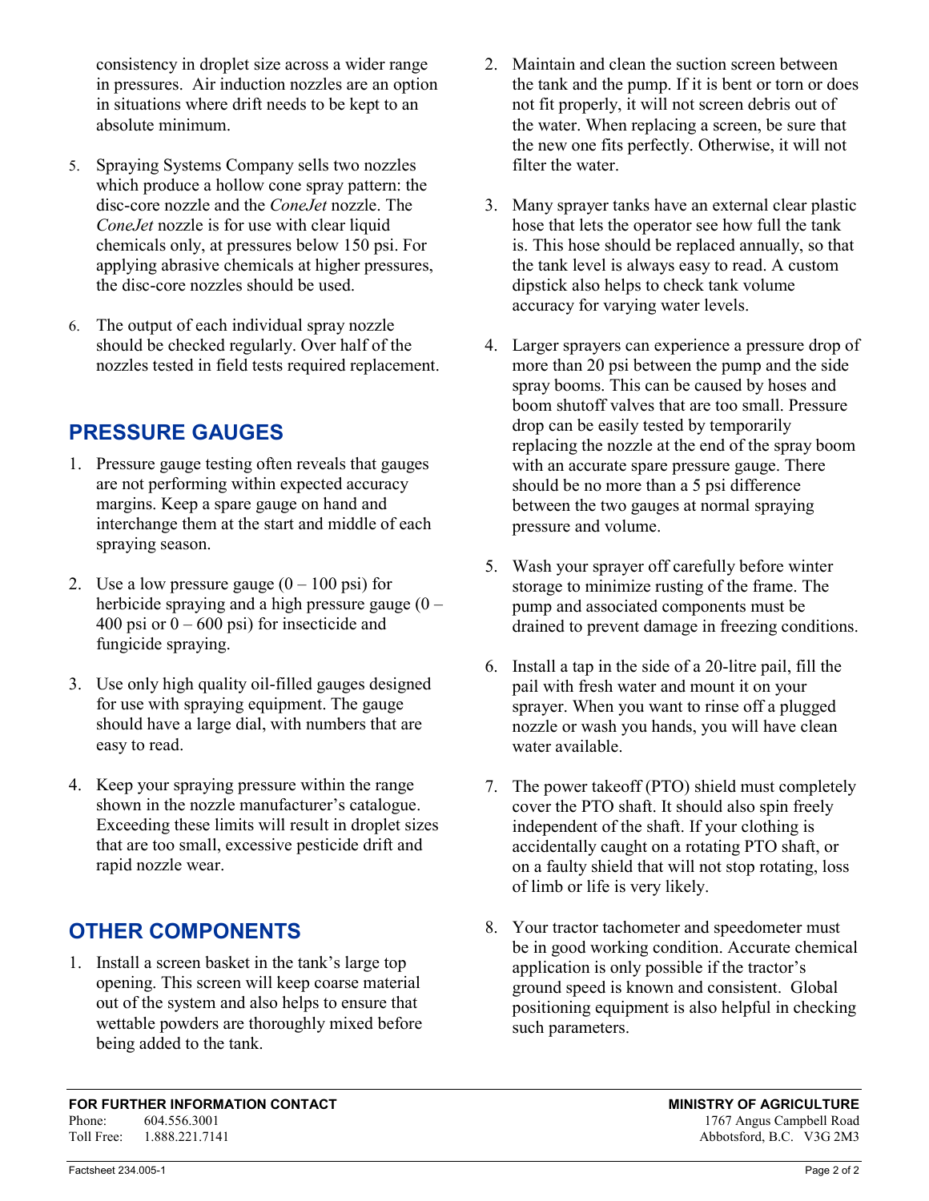consistency in droplet size across a wider range in pressures.  Air induction nozzles are an option in situations where drift needs to be kept to an absolute minimum.

5. Spraying Systems Company sells two nozzles which produce a hollow cone spray pattern: the disc-core nozzle and the *ConeJet* nozzle. The *ConeJet* nozzle is for use with clear liquid chemicals only, at pressures below 150 psi. For applying abrasive chemicals at higher pressures, the disc-core nozzles should be used.

6. The output of each individual spray nozzle should be checked regularly. Over half of the nozzles tested in field tests required replacement.

## PRESSURE GAUGES

1. Pressure gauge testing often reveals that gauges are not performing within expected accuracy margins. Keep a spare gauge on hand and interchange them at the start and middle of each spraying season.

2. Use a low pressure gauge (0 – 100 psi) for herbicide spraying and a high pressure gauge (0 – 400 psi or 0 – 600 psi) for insecticide and fungicide spraying.

3. Use only high quality oil-filled gauges designed for use with spraying equipment. The gauge should have a large dial, with numbers that are easy to read.

4. Keep your spraying pressure within the range shown in the nozzle manufacturer's catalogue. Exceeding these limits will result in droplet sizes that are too small, excessive pesticide drift and rapid nozzle wear.

## OTHER COMPONENTS

1. Install a screen basket in the tank's large top opening. This screen will keep coarse material out of the system and also helps to ensure that wettable powders are thoroughly mixed before being added to the tank.

2. Maintain and clean the suction screen between the tank and the pump. If it is bent or torn or does not fit properly, it will not screen debris out of the water. When replacing a screen, be sure that the new one fits perfectly. Otherwise, it will not filter the water.

3. Many sprayer tanks have an external clear plastic hose that lets the operator see how full the tank is. This hose should be replaced annually, so that the tank level is always easy to read. A custom dipstick also helps to check tank volume accuracy for varying water levels.

4. Larger sprayers can experience a pressure drop of more than 20 psi between the pump and the side spray booms. This can be caused by hoses and boom shutoff valves that are too small. Pressure drop can be easily tested by temporarily replacing the nozzle at the end of the spray boom with an accurate spare pressure gauge. There should be no more than a 5 psi difference between the two gauges at normal spraying pressure and volume.

5. Wash your sprayer off carefully before winter storage to minimize rusting of the frame. The pump and associated components must be drained to prevent damage in freezing conditions.

6. Install a tap in the side of a 20-litre pail, fill the pail with fresh water and mount it on your sprayer. When you want to rinse off a plugged nozzle or wash you hands, you will have clean water available.

7. The power takeoff (PTO) shield must completely cover the PTO shaft. It should also spin freely independent of the shaft. If your clothing is accidentally caught on a rotating PTO shaft, or on a faulty shield that will not stop rotating, loss of limb or life is very likely.

8. Your tractor tachometer and speedometer must be in good working condition. Accurate chemical application is only possible if the tractor's ground speed is known and consistent.  Global positioning equipment is also helpful in checking such parameters.

**FOR FURTHER INFORMATION CONTACT**
Phone: 604.556.3001
Toll Free: 1.888.221.7141

**MINISTRY OF AGRICULTURE**
1767 Angus Campbell Road
Abbotsford, B.C.   V3G 2M3

Factsheet 234.005-1